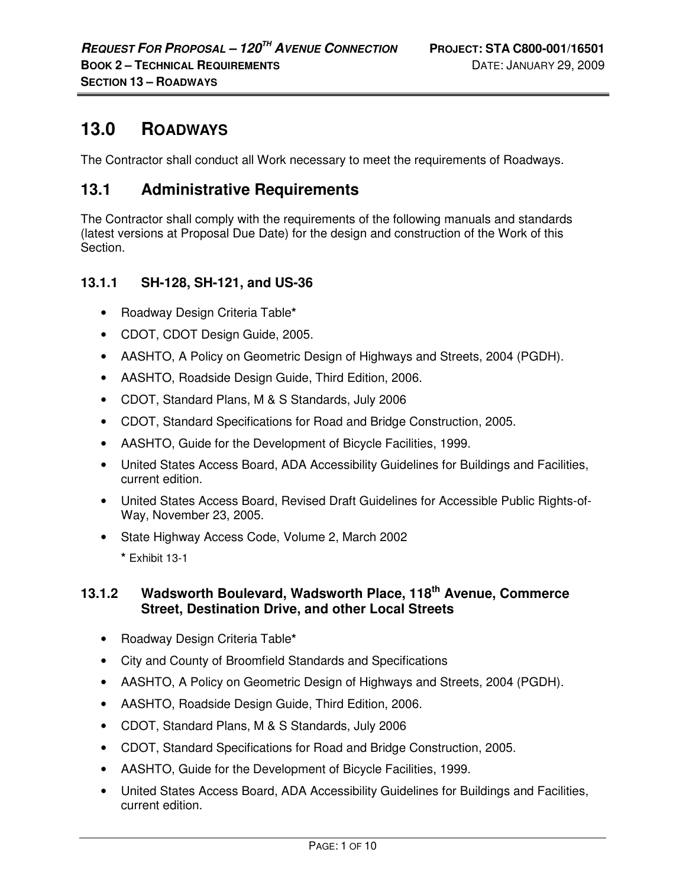# 13.0 ROADWAYS

The Contractor shall conduct all Work necessary to meet the requirements of Roadways.

## 13.1 Administrative Requirements

The Contractor shall comply with the requirements of the following manuals and standards (latest versions at Proposal Due Date) for the design and construction of the Work of this Section.

### 13.1.1 SH-128, SH-121, and US-36

- Roadway Design Criteria Table**\***
- CDOT, CDOT Design Guide, 2005.
- AASHTO, A Policy on Geometric Design of Highways and Streets, 2004 (PGDH).
- AASHTO, Roadside Design Guide, Third Edition, 2006.
- CDOT, Standard Plans, M & S Standards, July 2006
- CDOT, Standard Specifications for Road and Bridge Construction, 2005.
- AASHTO, Guide for the Development of Bicycle Facilities, 1999.
- United States Access Board, ADA Accessibility Guidelines for Buildings and Facilities, current edition.
- United States Access Board, Revised Draft Guidelines for Accessible Public Rights-of-Way, November 23, 2005.
- State Highway Access Code, Volume 2, March 2002

  **\*** Exhibit 13-1

### 13.1.2 Wadsworth Boulevard, Wadsworth Place, 118th Avenue, Commerce Street, Destination Drive, and other Local Streets

- Roadway Design Criteria Table**\***
- City and County of Broomfield Standards and Specifications
- AASHTO, A Policy on Geometric Design of Highways and Streets, 2004 (PGDH).
- AASHTO, Roadside Design Guide, Third Edition, 2006.
- CDOT, Standard Plans, M & S Standards, July 2006
- CDOT, Standard Specifications for Road and Bridge Construction, 2005.
- AASHTO, Guide for the Development of Bicycle Facilities, 1999.
- United States Access Board, ADA Accessibility Guidelines for Buildings and Facilities, current edition.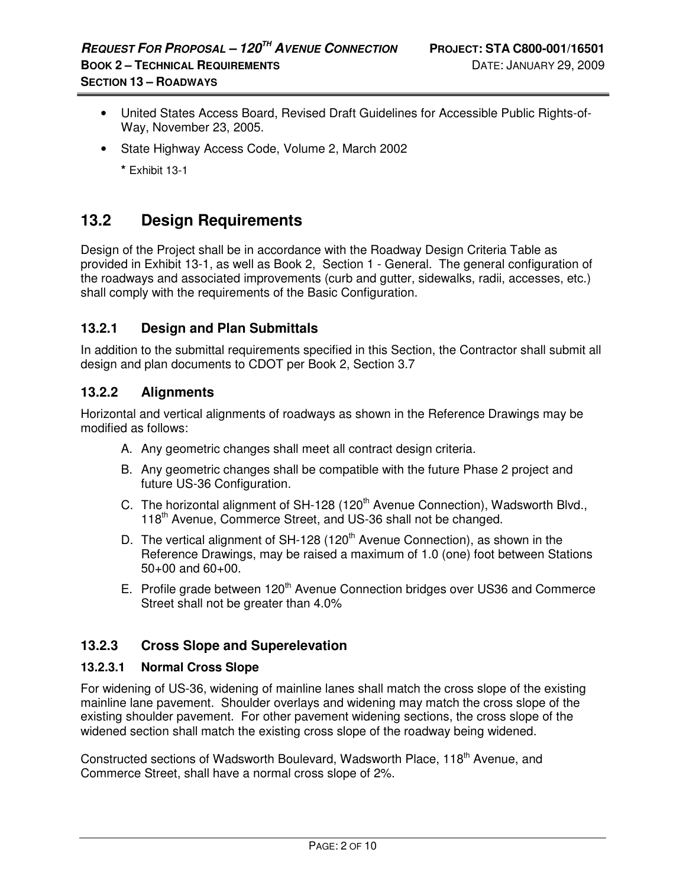- United States Access Board, Revised Draft Guidelines for Accessible Public Rights-of-Way, November 23, 2005.
- State Highway Access Code, Volume 2, March 2002

  * Exhibit 13-1

## 13.2 Design Requirements

Design of the Project shall be in accordance with the Roadway Design Criteria Table as provided in Exhibit 13-1, as well as Book 2, Section 1 - General. The general configuration of the roadways and associated improvements (curb and gutter, sidewalks, radii, accesses, etc.) shall comply with the requirements of the Basic Configuration.

### 13.2.1 Design and Plan Submittals

In addition to the submittal requirements specified in this Section, the Contractor shall submit all design and plan documents to CDOT per Book 2, Section 3.7

### 13.2.2 Alignments

Horizontal and vertical alignments of roadways as shown in the Reference Drawings may be modified as follows:

A. Any geometric changes shall meet all contract design criteria.

B. Any geometric changes shall be compatible with the future Phase 2 project and future US-36 Configuration.

C. The horizontal alignment of SH-128 (120th Avenue Connection), Wadsworth Blvd., 118th Avenue, Commerce Street, and US-36 shall not be changed.

D. The vertical alignment of SH-128 (120th Avenue Connection), as shown in the Reference Drawings, may be raised a maximum of 1.0 (one) foot between Stations 50+00 and 60+00.

E. Profile grade between 120th Avenue Connection bridges over US36 and Commerce Street shall not be greater than 4.0%

### 13.2.3 Cross Slope and Superelevation

#### 13.2.3.1 Normal Cross Slope

For widening of US-36, widening of mainline lanes shall match the cross slope of the existing mainline lane pavement. Shoulder overlays and widening may match the cross slope of the existing shoulder pavement. For other pavement widening sections, the cross slope of the widened section shall match the existing cross slope of the roadway being widened.

Constructed sections of Wadsworth Boulevard, Wadsworth Place, 118th Avenue, and Commerce Street, shall have a normal cross slope of 2%.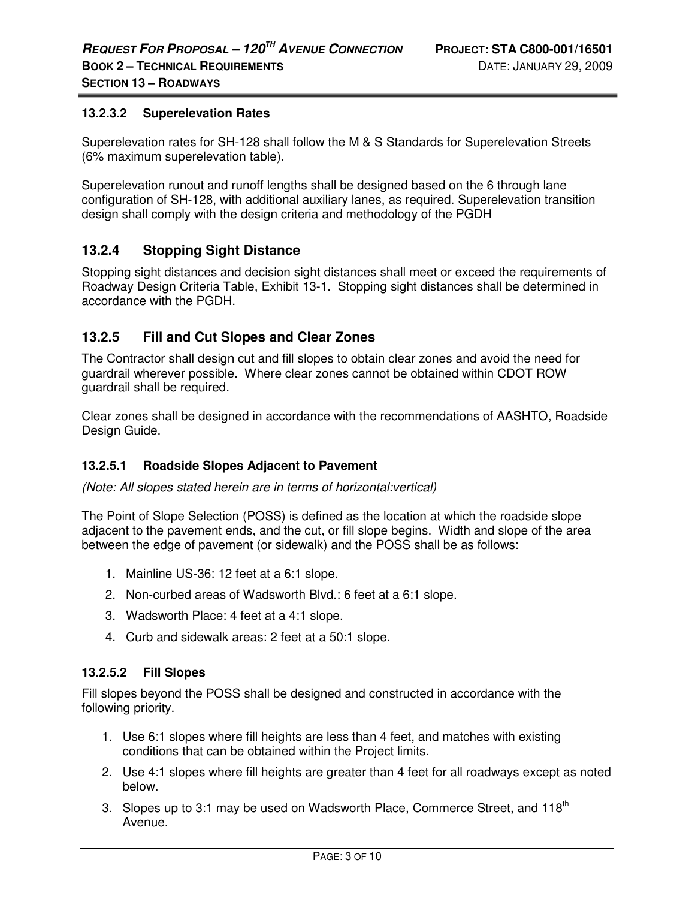#### 13.2.3.2 Superelevation Rates

Superelevation rates for SH-128 shall follow the M & S Standards for Superelevation Streets (6% maximum superelevation table).

Superelevation runout and runoff lengths shall be designed based on the 6 through lane configuration of SH-128, with additional auxiliary lanes, as required. Superelevation transition design shall comply with the design criteria and methodology of the PGDH

### 13.2.4 Stopping Sight Distance

Stopping sight distances and decision sight distances shall meet or exceed the requirements of Roadway Design Criteria Table, Exhibit 13-1. Stopping sight distances shall be determined in accordance with the PGDH.

### 13.2.5 Fill and Cut Slopes and Clear Zones

The Contractor shall design cut and fill slopes to obtain clear zones and avoid the need for guardrail wherever possible. Where clear zones cannot be obtained within CDOT ROW guardrail shall be required.

Clear zones shall be designed in accordance with the recommendations of AASHTO, Roadside Design Guide.

#### 13.2.5.1 Roadside Slopes Adjacent to Pavement

*(Note: All slopes stated herein are in terms of horizontal:vertical)*

The Point of Slope Selection (POSS) is defined as the location at which the roadside slope adjacent to the pavement ends, and the cut, or fill slope begins. Width and slope of the area between the edge of pavement (or sidewalk) and the POSS shall be as follows:

1. Mainline US-36: 12 feet at a 6:1 slope.
2. Non-curbed areas of Wadsworth Blvd.: 6 feet at a 6:1 slope.
3. Wadsworth Place: 4 feet at a 4:1 slope.
4. Curb and sidewalk areas: 2 feet at a 50:1 slope.

#### 13.2.5.2 Fill Slopes

Fill slopes beyond the POSS shall be designed and constructed in accordance with the following priority.

1. Use 6:1 slopes where fill heights are less than 4 feet, and matches with existing conditions that can be obtained within the Project limits.
2. Use 4:1 slopes where fill heights are greater than 4 feet for all roadways except as noted below.
3. Slopes up to 3:1 may be used on Wadsworth Place, Commerce Street, and 118th Avenue.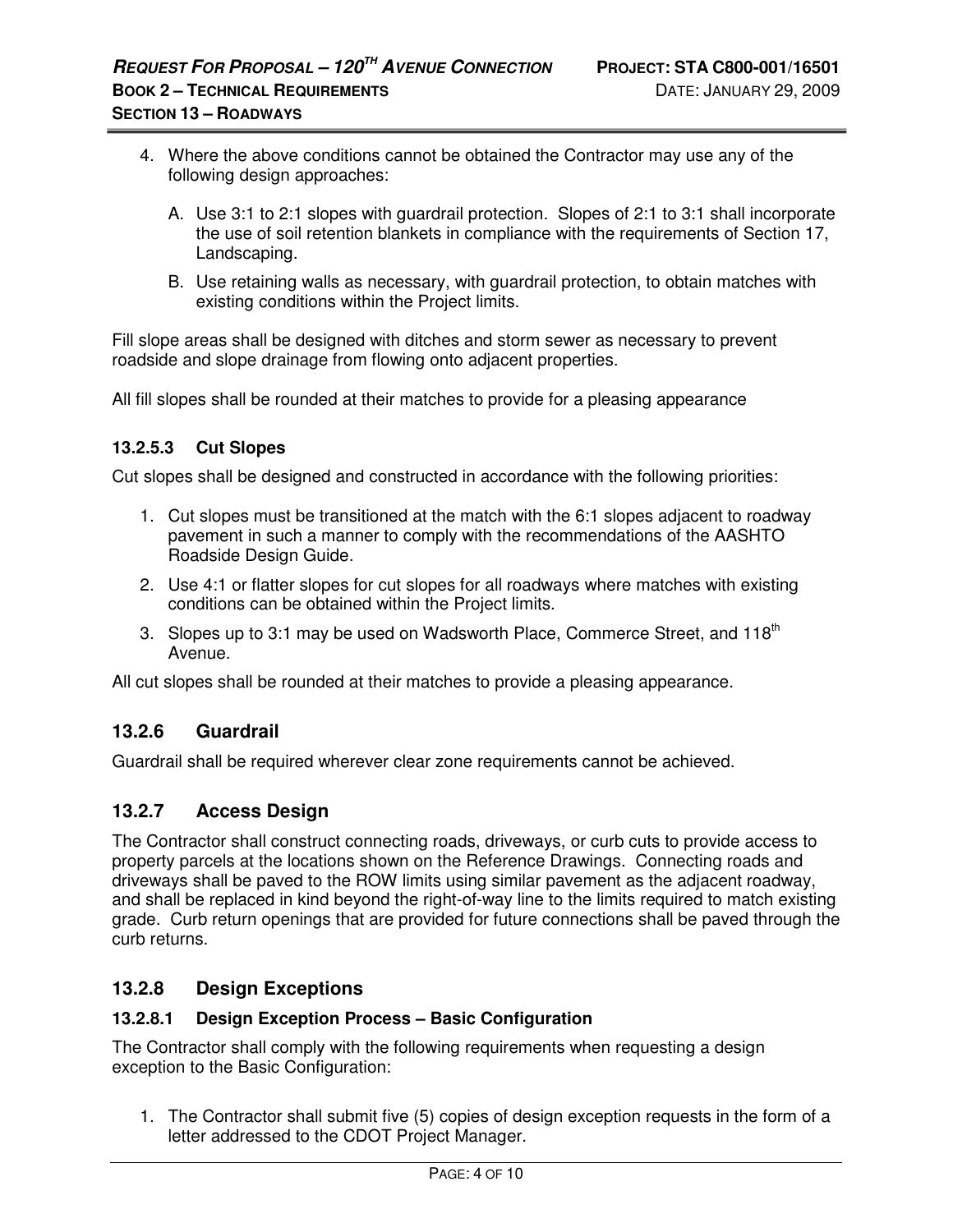4. Where the above conditions cannot be obtained the Contractor may use any of the following design approaches:

   A. Use 3:1 to 2:1 slopes with guardrail protection. Slopes of 2:1 to 3:1 shall incorporate the use of soil retention blankets in compliance with the requirements of Section 17, Landscaping.

   B. Use retaining walls as necessary, with guardrail protection, to obtain matches with existing conditions within the Project limits.

Fill slope areas shall be designed with ditches and storm sewer as necessary to prevent roadside and slope drainage from flowing onto adjacent properties.

All fill slopes shall be rounded at their matches to provide for a pleasing appearance

#### 13.2.5.3 Cut Slopes

Cut slopes shall be designed and constructed in accordance with the following priorities:

1. Cut slopes must be transitioned at the match with the 6:1 slopes adjacent to roadway pavement in such a manner to comply with the recommendations of the AASHTO Roadside Design Guide.
2. Use 4:1 or flatter slopes for cut slopes for all roadways where matches with existing conditions can be obtained within the Project limits.
3. Slopes up to 3:1 may be used on Wadsworth Place, Commerce Street, and 118th Avenue.

All cut slopes shall be rounded at their matches to provide a pleasing appearance.

### 13.2.6 Guardrail

Guardrail shall be required wherever clear zone requirements cannot be achieved.

### 13.2.7 Access Design

The Contractor shall construct connecting roads, driveways, or curb cuts to provide access to property parcels at the locations shown on the Reference Drawings. Connecting roads and driveways shall be paved to the ROW limits using similar pavement as the adjacent roadway, and shall be replaced in kind beyond the right-of-way line to the limits required to match existing grade. Curb return openings that are provided for future connections shall be paved through the curb returns.

### 13.2.8 Design Exceptions

#### 13.2.8.1 Design Exception Process – Basic Configuration

The Contractor shall comply with the following requirements when requesting a design exception to the Basic Configuration:

1. The Contractor shall submit five (5) copies of design exception requests in the form of a letter addressed to the CDOT Project Manager.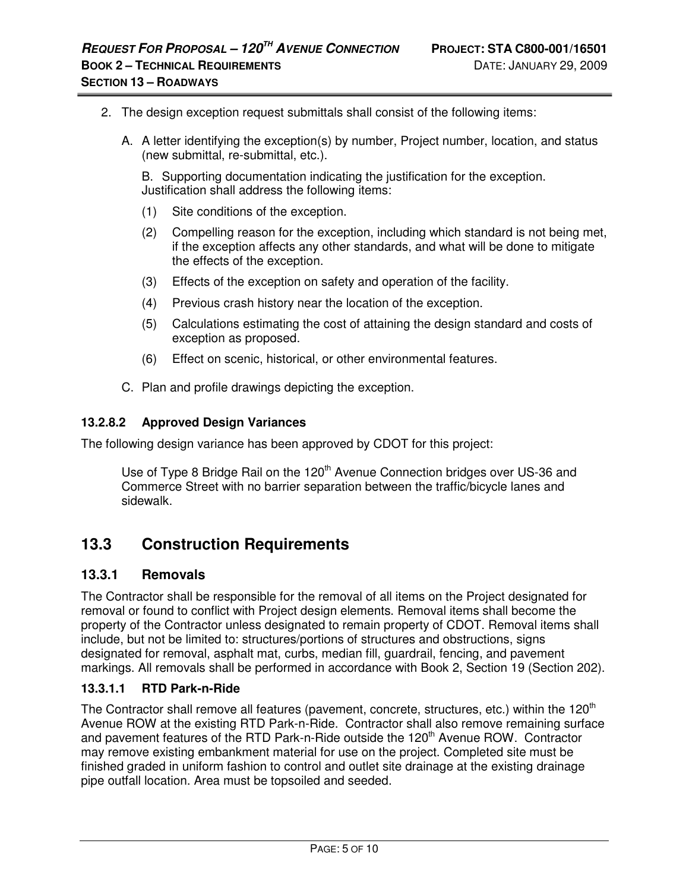2. The design exception request submittals shall consist of the following items:

   A. A letter identifying the exception(s) by number, Project number, location, and status (new submittal, re-submittal, etc.).

   B. Supporting documentation indicating the justification for the exception. Justification shall address the following items:

   (1) Site conditions of the exception.

   (2) Compelling reason for the exception, including which standard is not being met, if the exception affects any other standards, and what will be done to mitigate the effects of the exception.

   (3) Effects of the exception on safety and operation of the facility.

   (4) Previous crash history near the location of the exception.

   (5) Calculations estimating the cost of attaining the design standard and costs of exception as proposed.

   (6) Effect on scenic, historical, or other environmental features.

   C. Plan and profile drawings depicting the exception.

#### 13.2.8.2 Approved Design Variances

The following design variance has been approved by CDOT for this project:

Use of Type 8 Bridge Rail on the 120th Avenue Connection bridges over US-36 and Commerce Street with no barrier separation between the traffic/bicycle lanes and sidewalk.

## 13.3 Construction Requirements

### 13.3.1 Removals

The Contractor shall be responsible for the removal of all items on the Project designated for removal or found to conflict with Project design elements. Removal items shall become the property of the Contractor unless designated to remain property of CDOT. Removal items shall include, but not be limited to: structures/portions of structures and obstructions, signs designated for removal, asphalt mat, curbs, median fill, guardrail, fencing, and pavement markings. All removals shall be performed in accordance with Book 2, Section 19 (Section 202).

#### 13.3.1.1 RTD Park-n-Ride

The Contractor shall remove all features (pavement, concrete, structures, etc.) within the 120th Avenue ROW at the existing RTD Park-n-Ride. Contractor shall also remove remaining surface and pavement features of the RTD Park-n-Ride outside the 120th Avenue ROW. Contractor may remove existing embankment material for use on the project. Completed site must be finished graded in uniform fashion to control and outlet site drainage at the existing drainage pipe outfall location. Area must be topsoiled and seeded.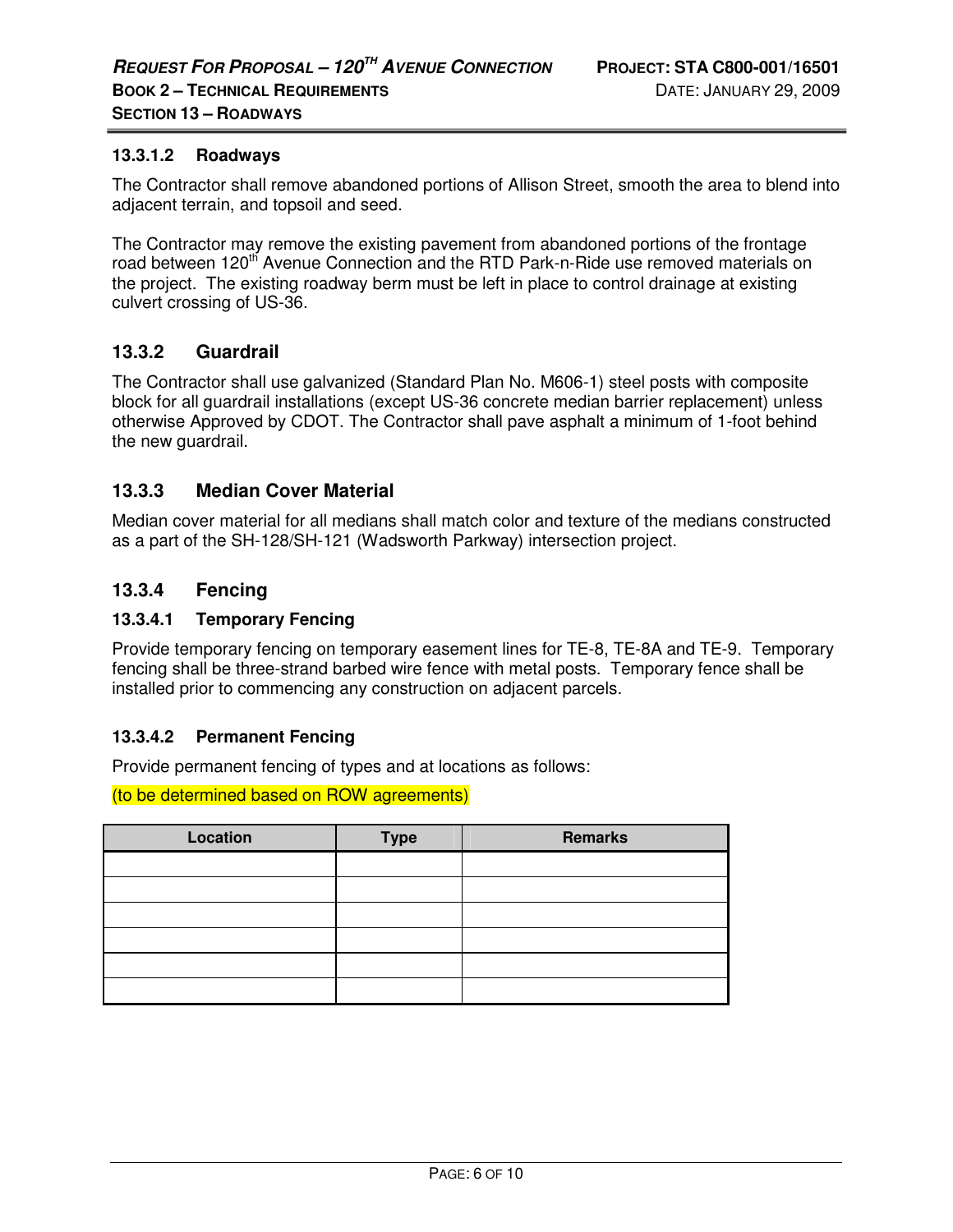#### 13.3.1.2 Roadways

The Contractor shall remove abandoned portions of Allison Street, smooth the area to blend into adjacent terrain, and topsoil and seed.

The Contractor may remove the existing pavement from abandoned portions of the frontage road between 120th Avenue Connection and the RTD Park-n-Ride use removed materials on the project. The existing roadway berm must be left in place to control drainage at existing culvert crossing of US-36.

### 13.3.2 Guardrail

The Contractor shall use galvanized (Standard Plan No. M606-1) steel posts with composite block for all guardrail installations (except US-36 concrete median barrier replacement) unless otherwise Approved by CDOT. The Contractor shall pave asphalt a minimum of 1-foot behind the new guardrail.

### 13.3.3 Median Cover Material

Median cover material for all medians shall match color and texture of the medians constructed as a part of the SH-128/SH-121 (Wadsworth Parkway) intersection project.

### 13.3.4 Fencing

#### 13.3.4.1 Temporary Fencing

Provide temporary fencing on temporary easement lines for TE-8, TE-8A and TE-9. Temporary fencing shall be three-strand barbed wire fence with metal posts. Temporary fence shall be installed prior to commencing any construction on adjacent parcels.

#### 13.3.4.2 Permanent Fencing

Provide permanent fencing of types and at locations as follows:

(to be determined based on ROW agreements)

| Location | Type | Remarks |
|---|---|---|
| | | |
| | | |
| | | |
| | | |
| | | |
| | | |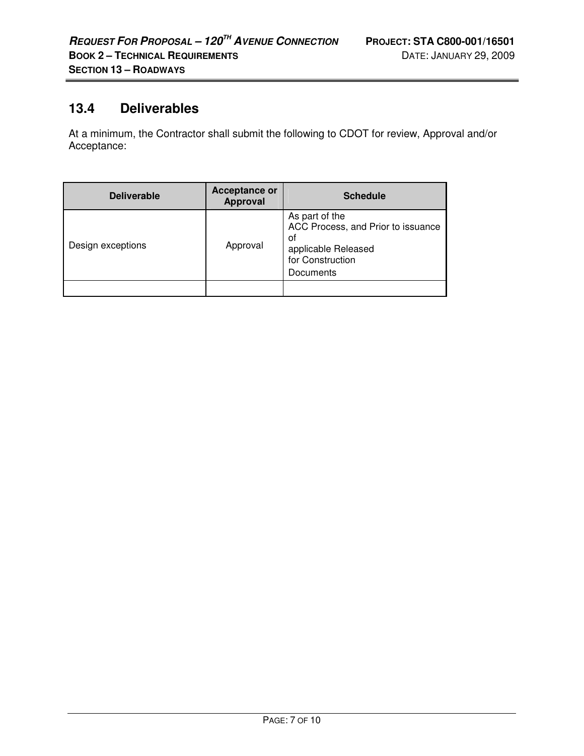## 13.4 Deliverables

At a minimum, the Contractor shall submit the following to CDOT for review, Approval and/or Acceptance:

| Deliverable | Acceptance or Approval | Schedule |
|---|---|---|
| Design exceptions | Approval | As part of the ACC Process, and Prior to issuance of applicable Released for Construction Documents |
| | | |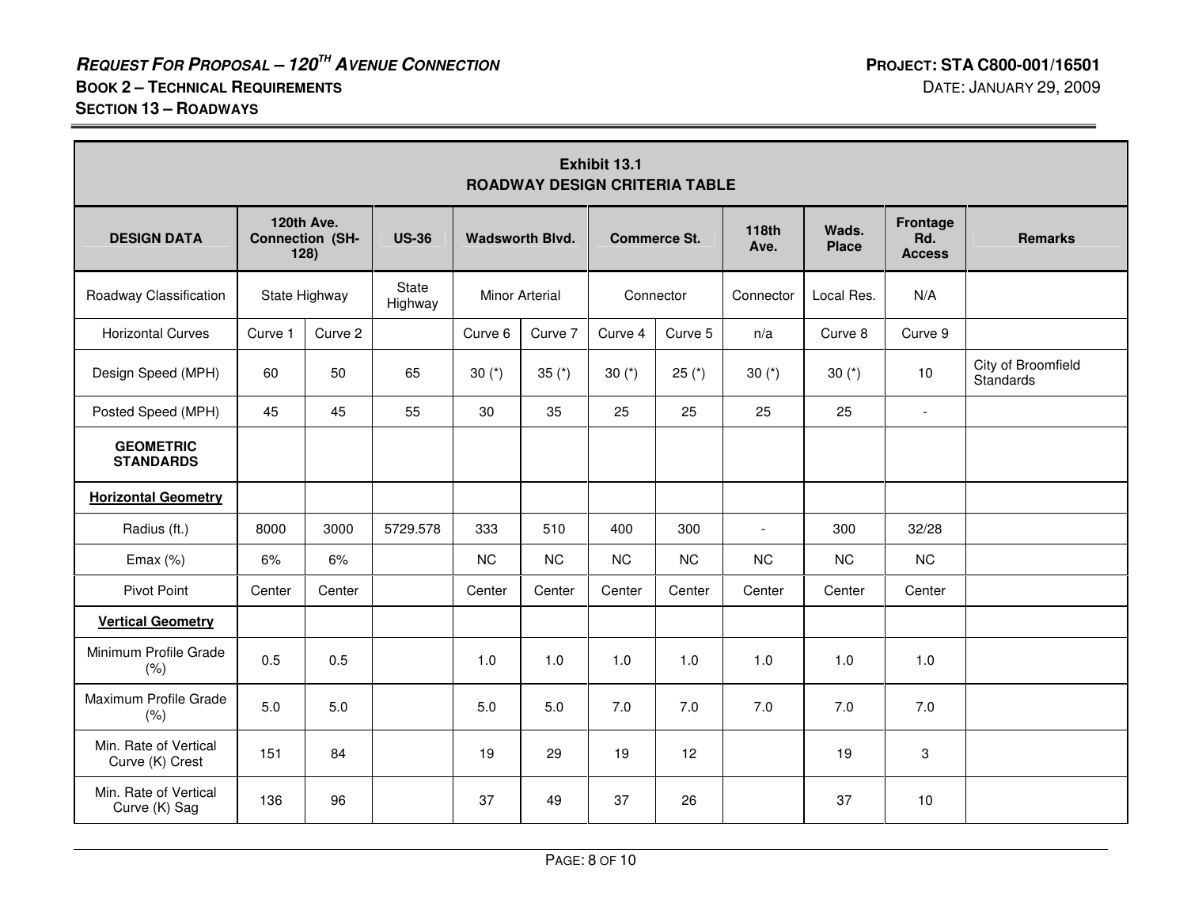**Exhibit 13.1**
**ROADWAY DESIGN CRITERIA TABLE**

| DESIGN DATA | 120th Ave. Connection (SH-128) | | US-36 | Wadsworth Blvd. | | Commerce St. | | 118th Ave. | Wads. Place | Frontage Rd. Access | Remarks |
|---|---|---|---|---|---|---|---|---|---|---|---|
| Roadway Classification | State Highway | | State Highway | Minor Arterial | | Connector | | Connector | Local Res. | N/A | |
| Horizontal Curves | Curve 1 | Curve 2 | | Curve 6 | Curve 7 | Curve 4 | Curve 5 | n/a | Curve 8 | Curve 9 | |
| Design Speed (MPH) | 60 | 50 | 65 | 30 (*) | 35 (*) | 30 (*) | 25 (*) | 30 (*) | 30 (*) | 10 | City of Broomfield Standards |
| Posted Speed (MPH) | 45 | 45 | 55 | 30 | 35 | 25 | 25 | 25 | 25 | - | |
| **GEOMETRIC STANDARDS** | | | | | | | | | | | |
| **Horizontal Geometry** | | | | | | | | | | | |
| Radius (ft.) | 8000 | 3000 | 5729.578 | 333 | 510 | 400 | 300 | - | 300 | 32/28 | |
| Emax (%) | 6% | 6% | | NC | NC | NC | NC | NC | NC | NC | |
| Pivot Point | Center | Center | | Center | Center | Center | Center | Center | Center | Center | |
| **Vertical Geometry** | | | | | | | | | | | |
| Minimum Profile Grade (%) | 0.5 | 0.5 | | 1.0 | 1.0 | 1.0 | 1.0 | 1.0 | 1.0 | 1.0 | |
| Maximum Profile Grade (%) | 5.0 | 5.0 | | 5.0 | 5.0 | 7.0 | 7.0 | 7.0 | 7.0 | 7.0 | |
| Min. Rate of Vertical Curve (K) Crest | 151 | 84 | | 19 | 29 | 19 | 12 | | 19 | 3 | |
| Min. Rate of Vertical Curve (K) Sag | 136 | 96 | | 37 | 49 | 37 | 26 | | 37 | 10 | |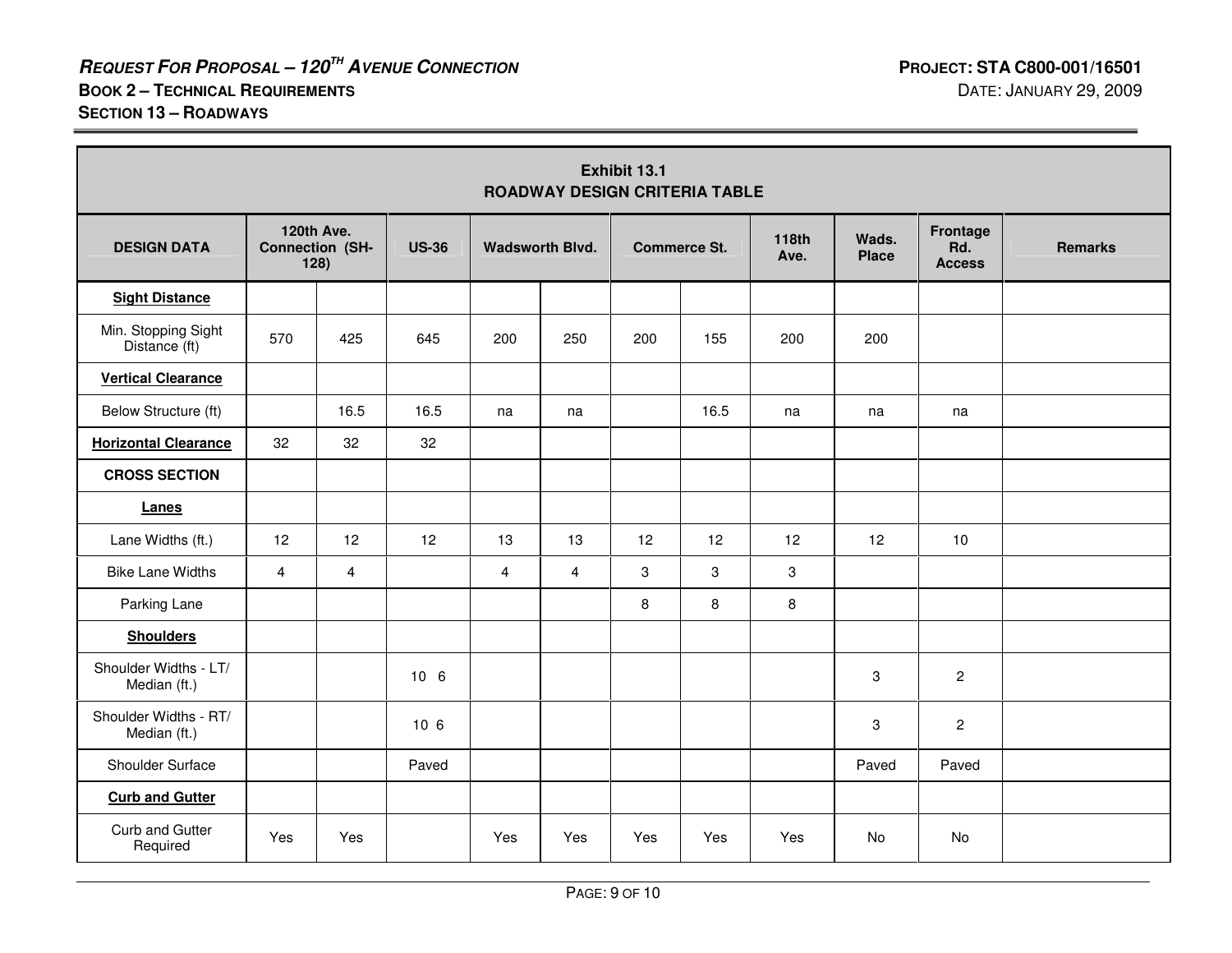| Exhibit 13.1 ROADWAY DESIGN CRITERIA TABLE | | | | | | | | | | | |
|---|---|---|---|---|---|---|---|---|---|---|---|
| **DESIGN DATA** | **120th Ave. Connection (SH-128)** | | **US-36** | **Wadsworth Blvd.** | | **Commerce St.** | | **118th Ave.** | **Wads. Place** | **Frontage Rd. Access** | **Remarks** |
| **Sight Distance** | | | | | | | | | | | |
| Min. Stopping Sight Distance (ft) | 570 | 425 | 645 | 200 | 250 | 200 | 155 | 200 | 200 | | |
| **Vertical Clearance** | | | | | | | | | | | |
| Below Structure (ft) | | 16.5 | 16.5 | na | na | | 16.5 | na | na | na | |
| **Horizontal Clearance** | 32 | 32 | 32 | | | | | | | | |
| **CROSS SECTION** | | | | | | | | | | | |
| **Lanes** | | | | | | | | | | | |
| Lane Widths (ft.) | 12 | 12 | 12 | 13 | 13 | 12 | 12 | 12 | 12 | 10 | |
| Bike Lane Widths | 4 | 4 | | 4 | 4 | 3 | 3 | 3 | | | |
| Parking Lane | | | | | | 8 | 8 | 8 | | | |
| **Shoulders** | | | | | | | | | | | |
| Shoulder Widths - LT/ Median (ft.) | | | 10 6 | | | | | | 3 | 2 | |
| Shoulder Widths - RT/ Median (ft.) | | | 10 6 | | | | | | 3 | 2 | |
| Shoulder Surface | | | Paved | | | | | | Paved | Paved | |
| **Curb and Gutter** | | | | | | | | | | | |
| Curb and Gutter Required | Yes | Yes | | Yes | Yes | Yes | Yes | Yes | No | No | |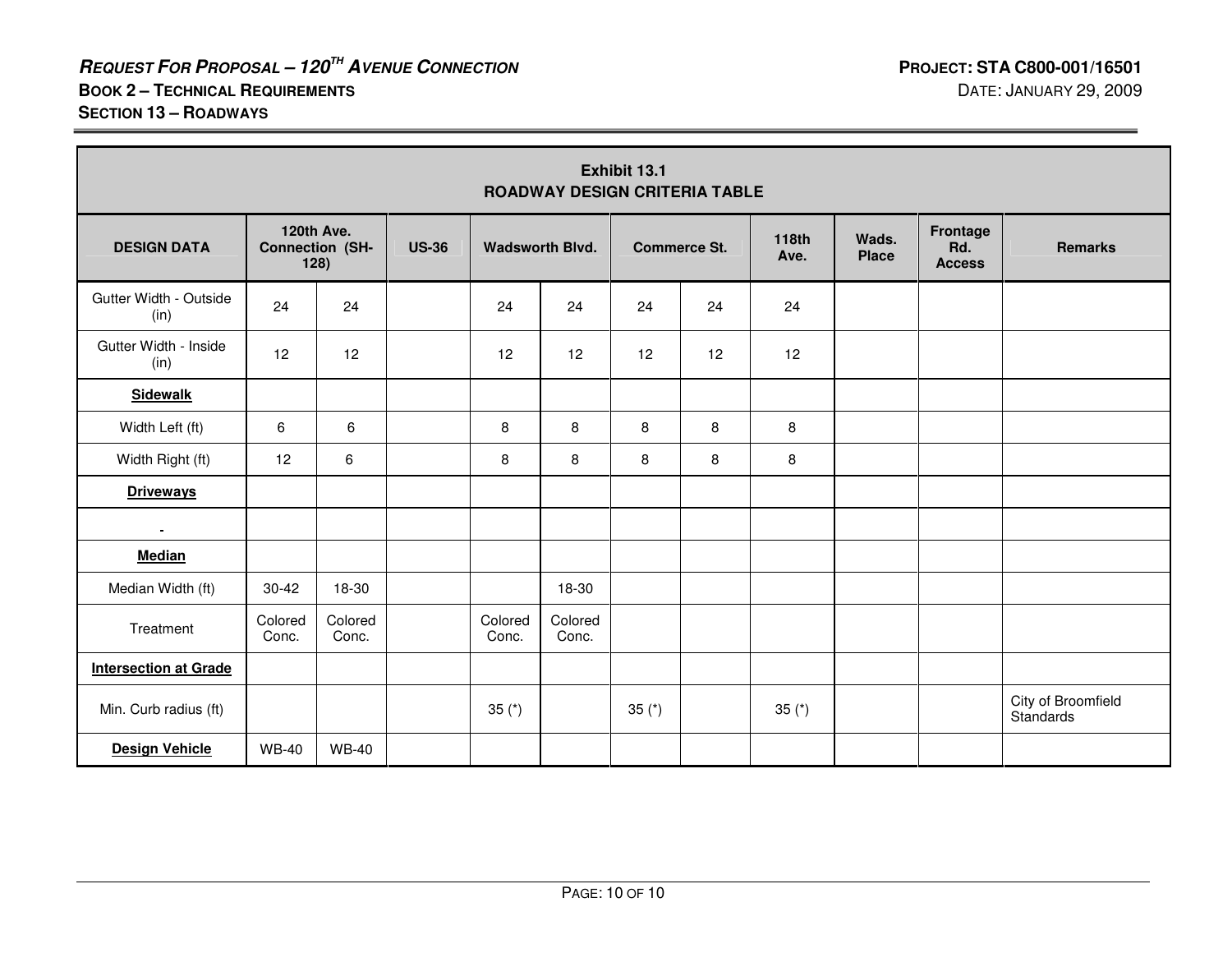**Exhibit 13.1**
**ROADWAY DESIGN CRITERIA TABLE**

| DESIGN DATA | 120th Ave. Connection (SH-128) | | US-36 | Wadsworth Blvd. | | Commerce St. | | 118th Ave. | Wads. Place | Frontage Rd. Access | Remarks |
|---|---|---|---|---|---|---|---|---|---|---|---|
| Gutter Width - Outside (in) | 24 | 24 | | 24 | 24 | 24 | 24 | 24 | | | |
| Gutter Width - Inside (in) | 12 | 12 | | 12 | 12 | 12 | 12 | 12 | | | |
| **Sidewalk** | | | | | | | | | | | |
| Width Left (ft) | 6 | 6 | | 8 | 8 | 8 | 8 | 8 | | | |
| Width Right (ft) | 12 | 6 | | 8 | 8 | 8 | 8 | 8 | | | |
| **Driveways** | | | | | | | | | | | |
| - | | | | | | | | | | | |
| **Median** | | | | | | | | | | | |
| Median Width (ft) | 30-42 | 18-30 | | | 18-30 | | | | | | |
| Treatment | Colored Conc. | Colored Conc. | | Colored Conc. | Colored Conc. | | | | | | |
| **Intersection at Grade** | | | | | | | | | | | |
| Min. Curb radius (ft) | | | | 35 (*) | | 35 (*) | | 35 (*) | | | City of Broomfield Standards |
| **Design Vehicle** | WB-40 | WB-40 | | | | | | | | | |